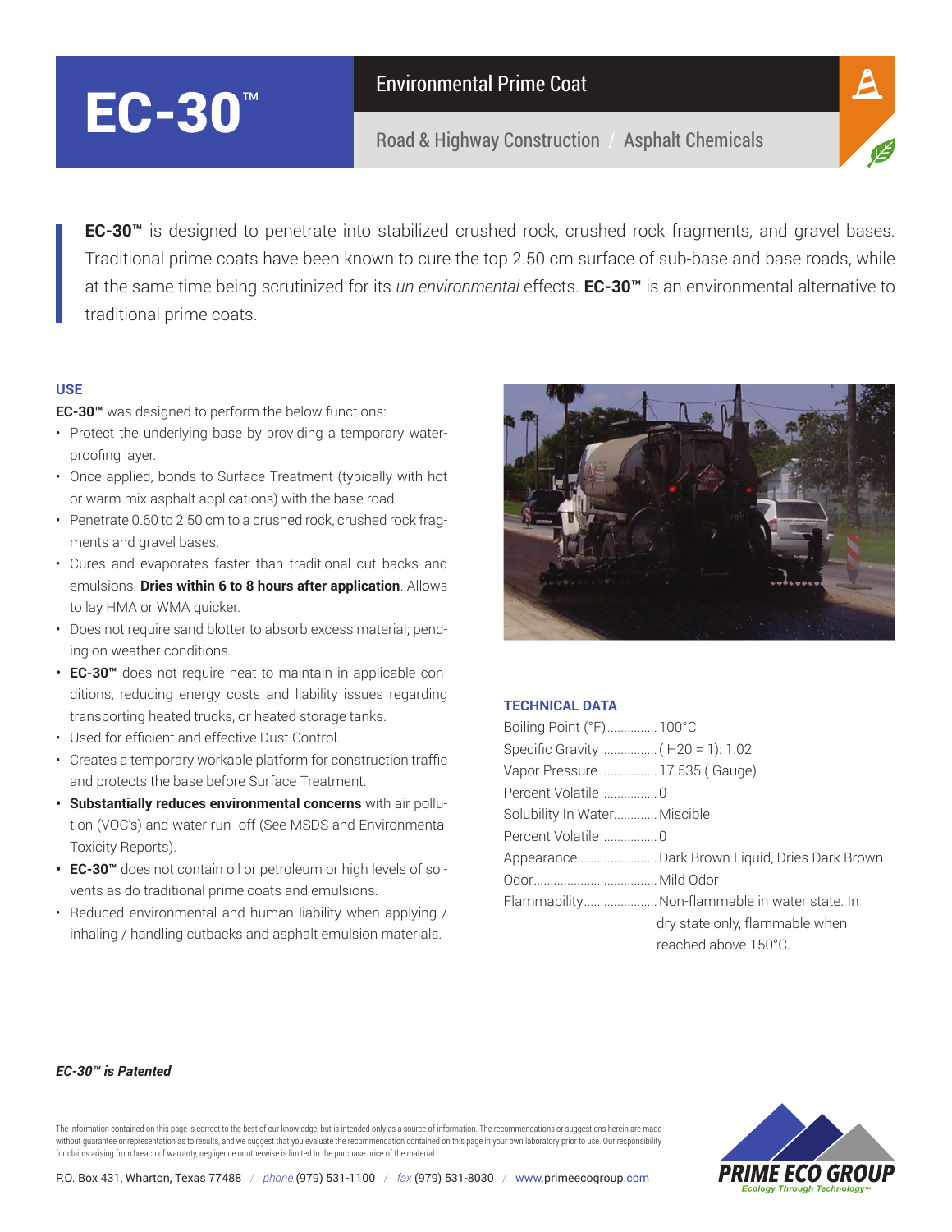# EC-30™

## Environmental Prime Coat

Road & Highway Construction / Asphalt Chemicals

**EC-30™** is designed to penetrate into stabilized crushed rock, crushed rock fragments, and gravel bases. Traditional prime coats have been known to cure the top 2.50 cm surface of sub-base and base roads, while at the same time being scrutinized for its *un-environmental* effects. **EC-30™** is an environmental alternative to traditional prime coats.

### USE

**EC-30™** was designed to perform the below functions:

- Protect the underlying base by providing a temporary water-proofing layer.
- Once applied, bonds to Surface Treatment (typically with hot or warm mix asphalt applications) with the base road.
- Penetrate 0.60 to 2.50 cm to a crushed rock, crushed rock fragments and gravel bases.
- Cures and evaporates faster than traditional cut backs and emulsions. **Dries within 6 to 8 hours after application**. Allows to lay HMA or WMA quicker.
- Does not require sand blotter to absorb excess material; pending on weather conditions.
- **EC-30™** does not require heat to maintain in applicable conditions, reducing energy costs and liability issues regarding transporting heated trucks, or heated storage tanks.
- Used for efficient and effective Dust Control.
- Creates a temporary workable platform for construction traffic and protects the base before Surface Treatment.
- **Substantially reduces environmental concerns** with air pollution (VOC's) and water run- off (See MSDS and Environmental Toxicity Reports).
- **EC-30™** does not contain oil or petroleum or high levels of solvents as do traditional prime coats and emulsions.
- Reduced environmental and human liability when applying / inhaling / handling cutbacks and asphalt emulsion materials.

### TECHNICAL DATA

| Property | Value |
|---|---|
| Boiling Point (°F) | 100°C |
| Specific Gravity | ( H20 = 1): 1.02 |
| Vapor Pressure | 17.535 ( Gauge) |
| Percent Volatile | 0 |
| Solubility In Water | Miscible |
| Percent Volatile | 0 |
| Appearance | Dark Brown Liquid, Dries Dark Brown |
| Odor | Mild Odor |
| Flammability | Non-flammable in water state. In dry state only, flammable when reached above 150°C. |

***EC-30™ is Patented***

The information contained on this page is correct to the best of our knowledge, but is intended only as a source of information. The recommendations or suggestions herein are made without guarantee or representation as to results, and we suggest that you evaluate the recommendation contained on this page in your own laboratory prior to use. Our responsibility for claims arising from breach of warranty, negligence or otherwise is limited to the purchase price of the material.

P.O. Box 431, Wharton, Texas 77488 / *phone* (979) 531-1100 / *fax* (979) 531-8030 / www.primeecogroup.com

**PRIME ECO GROUP**
*Ecology Through Technology™*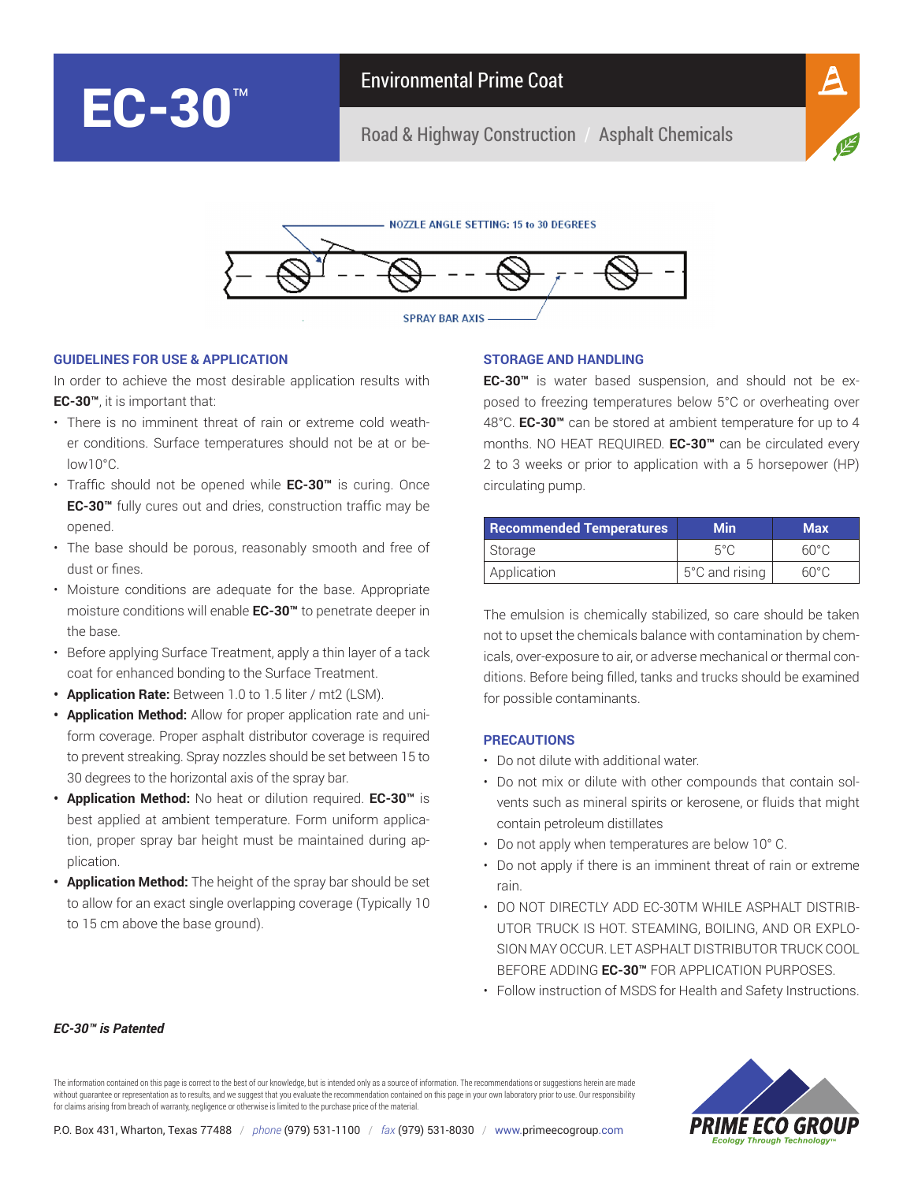# EC-30™

## Environmental Prime Coat

Road & Highway Construction / Asphalt Chemicals

NOZZLE ANGLE SETTING: 15 to 30 DEGREES

SPRAY BAR AXIS

### GUIDELINES FOR USE & APPLICATION

In order to achieve the most desirable application results with **EC-30™**, it is important that:

- There is no imminent threat of rain or extreme cold weather conditions. Surface temperatures should not be at or below10°C.
- Traffic should not be opened while **EC-30™** is curing. Once **EC-30™** fully cures out and dries, construction traffic may be opened.
- The base should be porous, reasonably smooth and free of dust or fines.
- Moisture conditions are adequate for the base. Appropriate moisture conditions will enable **EC-30™** to penetrate deeper in the base.
- Before applying Surface Treatment, apply a thin layer of a tack coat for enhanced bonding to the Surface Treatment.
- **Application Rate:** Between 1.0 to 1.5 liter / mt2 (LSM).
- **Application Method:** Allow for proper application rate and uniform coverage. Proper asphalt distributor coverage is required to prevent streaking. Spray nozzles should be set between 15 to 30 degrees to the horizontal axis of the spray bar.
- **Application Method:** No heat or dilution required. **EC-30™** is best applied at ambient temperature. Form uniform application, proper spray bar height must be maintained during application.
- **Application Method:** The height of the spray bar should be set to allow for an exact single overlapping coverage (Typically 10 to 15 cm above the base ground).

### STORAGE AND HANDLING

**EC-30™** is water based suspension, and should not be exposed to freezing temperatures below 5°C or overheating over 48°C. **EC-30™** can be stored at ambient temperature for up to 4 months. NO HEAT REQUIRED. **EC-30™** can be circulated every 2 to 3 weeks or prior to application with a 5 horsepower (HP) circulating pump.

| Recommended Temperatures | Min | Max |
|---|---|---|
| Storage | 5°C | 60°C |
| Application | 5°C and rising | 60°C |

The emulsion is chemically stabilized, so care should be taken not to upset the chemicals balance with contamination by chemicals, over-exposure to air, or adverse mechanical or thermal conditions. Before being filled, tanks and trucks should be examined for possible contaminants.

### PRECAUTIONS

- Do not dilute with additional water.
- Do not mix or dilute with other compounds that contain solvents such as mineral spirits or kerosene, or fluids that might contain petroleum distillates
- Do not apply when temperatures are below 10° C.
- Do not apply if there is an imminent threat of rain or extreme rain.
- DO NOT DIRECTLY ADD EC-30TM WHILE ASPHALT DISTRIBUTOR TRUCK IS HOT. STEAMING, BOILING, AND OR EXPLOSION MAY OCCUR. LET ASPHALT DISTRIBUTOR TRUCK COOL BEFORE ADDING **EC-30™** FOR APPLICATION PURPOSES.
- Follow instruction of MSDS for Health and Safety Instructions.

***EC-30™ is Patented***

The information contained on this page is correct to the best of our knowledge, but is intended only as a source of information. The recommendations or suggestions herein are made without guarantee or representation as to results, and we suggest that you evaluate the recommendation contained on this page in your own laboratory prior to use. Our responsibility for claims arising from breach of warranty, negligence or otherwise is limited to the purchase price of the material.

P.O. Box 431, Wharton, Texas 77488 / *phone* (979) 531-1100 / *fax* (979) 531-8030 / www.primeecogroup.com

PRIME ECO GROUP
Ecology Through Technology™